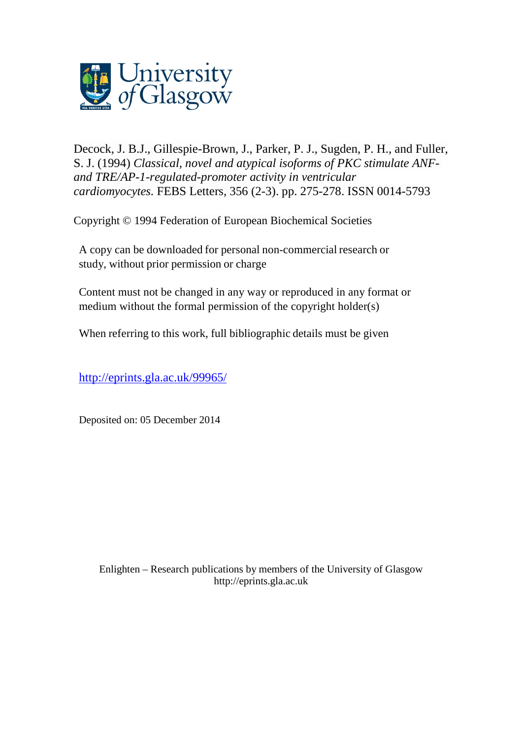University of Glasgow

Decock, J. B.J., Gillespie-Brown, J., Parker, P. J., Sugden, P. H., and Fuller, S. J. (1994) *Classical, novel and atypical isoforms of PKC stimulate ANF- and TRE/AP-1-regulated-promoter activity in ventricular cardiomyocytes.* FEBS Letters, 356 (2-3). pp. 275-278. ISSN 0014-5793

Copyright © 1994 Federation of European Biochemical Societies

A copy can be downloaded for personal non-commercial research or study, without prior permission or charge

Content must not be changed in any way or reproduced in any format or medium without the formal permission of the copyright holder(s)

When referring to this work, full bibliographic details must be given

http://eprints.gla.ac.uk/99965/

Deposited on: 05 December 2014

Enlighten – Research publications by members of the University of Glasgow
http://eprints.gla.ac.uk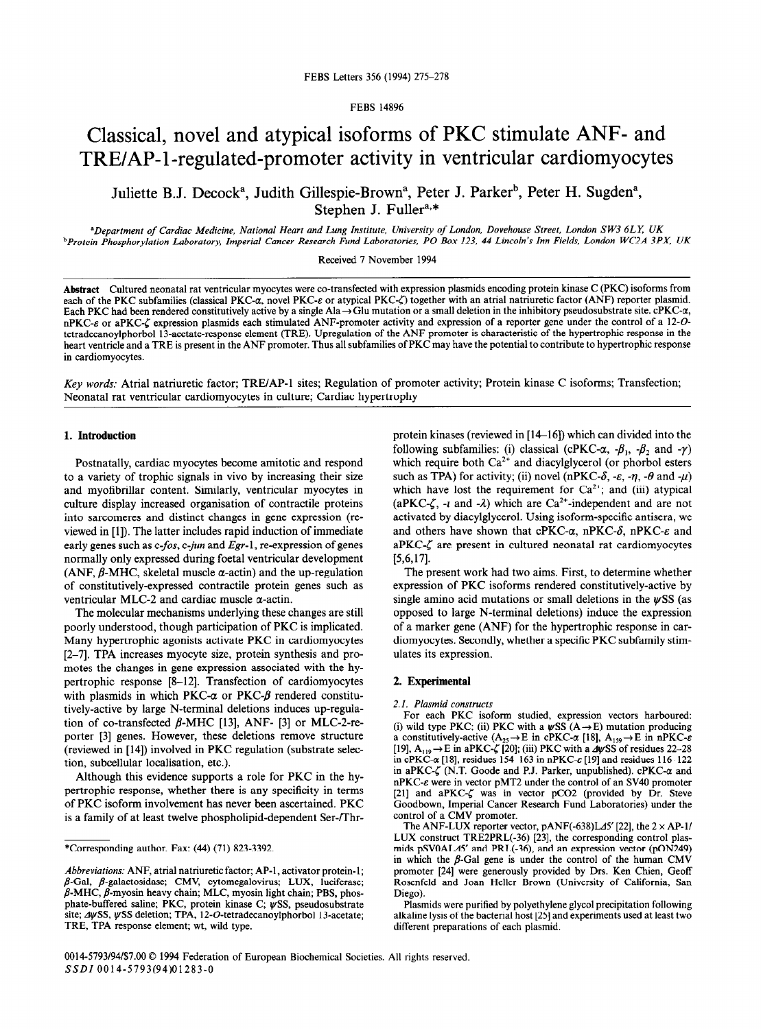FEBS 14896

# Classical, novel and atypical isoforms of PKC stimulate ANF- and TRE/AP-1-regulated-promoter activity in ventricular cardiomyocytes

Juliette B.J. Decock[a], Judith Gillespie-Brown[a], Peter J. Parker[b], Peter H. Sugden[a], Stephen J. Fuller[a,*]

[a]Department of Cardiac Medicine, National Heart and Lung Institute, University of London, Dovehouse Street, London SW3 6LY, UK
[b]Protein Phosphorylation Laboratory, Imperial Cancer Research Fund Laboratories, PO Box 123, 44 Lincoln's Inn Fields, London WC2A 3PX, UK

Received 7 November 1994

**Abstract** Cultured neonatal rat ventricular myocytes were co-transfected with expression plasmids encoding protein kinase C (PKC) isoforms from each of the PKC subfamilies (classical PKC-α, novel PKC-ε or atypical PKC-ζ) together with an atrial natriuretic factor (ANF) reporter plasmid. Each PKC had been rendered constitutively active by a single Ala→Glu mutation or a small deletion in the inhibitory pseudosubstrate site. cPKC-α, nPKC-ε or aPKC-ζ expression plasmids each stimulated ANF-promoter activity and expression of a reporter gene under the control of a 12-O-tetradecanoylphorbol 13-acetate-response element (TRE). Upregulation of the ANF promoter is characteristic of the hypertrophic response in the heart ventricle and a TRE is present in the ANF promoter. Thus all subfamilies of PKC may have the potential to contribute to hypertrophic response in cardiomyocytes.

*Key words:* Atrial natriuretic factor; TRE/AP-1 sites; Regulation of promoter activity; Protein kinase C isoforms; Transfection; Neonatal rat ventricular cardiomyocytes in culture; Cardiac hypertrophy

## 1. Introduction

Postnatally, cardiac myocytes become amitotic and respond to a variety of trophic signals in vivo by increasing their size and myofibrillar content. Similarly, ventricular myocytes in culture display increased organisation of contractile proteins into sarcomeres and distinct changes in gene expression (reviewed in [1]). The latter includes rapid induction of immediate early genes such as *c-fos*, *c-jun* and *Egr-1*, re-expression of genes normally only expressed during foetal ventricular development (ANF, β-MHC, skeletal muscle α-actin) and the up-regulation of constitutively-expressed contractile protein genes such as ventricular MLC-2 and cardiac muscle α-actin.

The molecular mechanisms underlying these changes are still poorly understood, though participation of PKC is implicated. Many hypertrophic agonists activate PKC in cardiomyocytes [2–7]. TPA increases myocyte size, protein synthesis and promotes the changes in gene expression associated with the hypertrophic response [8–12]. Transfection of cardiomyocytes with plasmids in which PKC-α or PKC-β rendered constitutively-active by large N-terminal deletions induces up-regulation of co-transfected β-MHC [13], ANF- [3] or MLC-2-reporter [3] genes. However, these deletions remove structure (reviewed in [14]) involved in PKC regulation (substrate selection, subcellular localisation, etc.).

Although this evidence supports a role for PKC in the hypertrophic response, whether there is any specificity in terms of PKC isoform involvement has never been ascertained. PKC is a family of at least twelve phospholipid-dependent Ser-/Thr-protein kinases (reviewed in [14–16]) which can divided into the following subfamilies: (i) classical (cPKC-α, -$\beta_1$, -$\beta_2$ and -γ) which require both $Ca^{2+}$ and diacylglycerol (or phorbol esters such as TPA) for activity; (ii) novel (nPKC-δ, -ε, -η, -θ and -μ) which have lost the requirement for $Ca^{2+}$; and (iii) atypical (aPKC-ζ, -ι and -λ) which are $Ca^{2+}$-independent and are not activated by diacylglycerol. Using isoform-specific antisera, we and others have shown that cPKC-α, nPKC-δ, nPKC-ε and aPKC-ζ are present in cultured neonatal rat cardiomyocytes [5,6,17].

The present work had two aims. First, to determine whether expression of PKC isoforms rendered constitutively-active by single amino acid mutations or small deletions in the ψSS (as opposed to large N-terminal deletions) induce the expression of a marker gene (ANF) for the hypertrophic response in cardiomyocytes. Secondly, whether a specific PKC subfamily stimulates its expression.

## 2. Experimental

### 2.1. Plasmid constructs

For each PKC isoform studied, expression vectors harboured: (i) wild type PKC; (ii) PKC with a ψSS (A→E) mutation producing a constitutively-active ($A_{25}$→E in cPKC-α [18], $A_{159}$→E in nPKC-ε [19], $A_{119}$→E in aPKC-ζ [20]; (iii) PKC with a ΔψSS of residues 22–28 in cPKC-α [18], residues 154–163 in nPKC-ε [19] and residues 116–122 in aPKC-ζ (N.T. Goode and P.J. Parker, unpublished). cPKC-α and nPKC-ε were in vector pMT2 under the control of an SV40 promoter [21] and aPKC-ζ was in vector pCO2 (provided by Dr. Steve Goodbown, Imperial Cancer Research Fund Laboratories) under the control of a CMV promoter.

The ANF-LUX reporter vector, pANF(-638)LΔ5' [22], the 2×AP-1/LUX construct TRE2PRL(-36) [23], the corresponding control plasmids pSV0ALΔ5' and PRL(-36), and an expression vector (pON249) in which the β-Gal gene is under the control of the human CMV promoter [24] were generously provided by Drs. Ken Chien, Geoff Rosenfeld and Joan Heller Brown (University of California, San Diego).

Plasmids were purified by polyethylene glycol precipitation following alkaline lysis of the bacterial host [25] and experiments used at least two different preparations of each plasmid.

*Corresponding author. Fax: (44) (71) 823-3392.

*Abbreviations:* ANF, atrial natriuretic factor; AP-1, activator protein-1; β-Gal, β-galactosidase; CMV, cytomegalovirus; LUX, luciferase; β-MHC, β-myosin heavy chain; MLC, myosin light chain; PBS, phosphate-buffered saline; PKC, protein kinase C; ψSS, pseudosubstrate site; ΔψSS, ψSS deletion; TPA, 12-O-tetradecanoylphorbol 13-acetate; TRE, TPA response element; wt, wild type.

0014-5793/94/$7.00 © 1994 Federation of European Biochemical Societies. All rights reserved.
SSDI 0014-5793(94)01283-0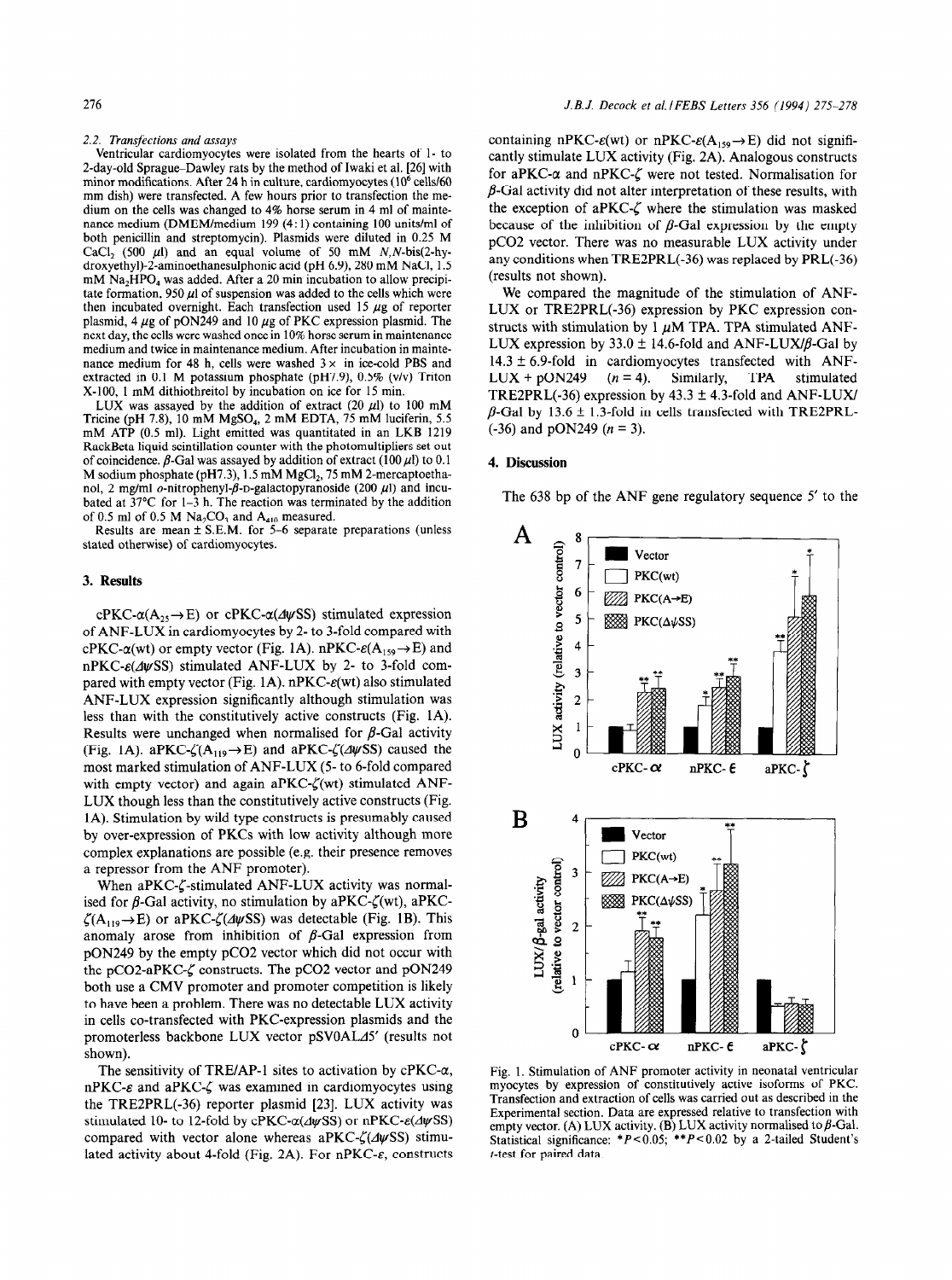#### 2.2. Transfections and assays

Ventricular cardiomyocytes were isolated from the hearts of 1- to 2-day-old Sprague–Dawley rats by the method of Iwaki et al. [26] with minor modifications. After 24 h in culture, cardiomyocytes ($10^6$ cells/60 mm dish) were transfected. A few hours prior to transfection the medium on the cells was changed to 4% horse serum in 4 ml of maintenance medium (DMEM/medium 199 (4:1) containing 100 units/ml of both penicillin and streptomycin). Plasmids were diluted in 0.25 M $CaCl_2$ (500 μl) and an equal volume of 50 mM N,N-bis(2-hydroxyethyl)-2-aminoethanesulphonic acid (pH 6.9), 280 mM NaCl, 1.5 mM $Na_2HPO_4$ was added. After a 20 min incubation to allow precipitate formation, 950 μl of suspension was added to the cells which were then incubated overnight. Each transfection used 15 μg of reporter plasmid, 4 μg of pON249 and 10 μg of PKC expression plasmid. The next day, the cells were washed once in 10% horse serum in maintenance medium and twice in maintenance medium. After incubation in maintenance medium for 48 h, cells were washed 3 × in ice-cold PBS and extracted in 0.1 M potassium phosphate (pH 7.9), 0.5% (v/v) Triton X-100, 1 mM dithiothreitol by incubation on ice for 15 min.

LUX was assayed by the addition of extract (20 μl) to 100 mM Tricine (pH 7.8), 10 mM $MgSO_4$, 2 mM EDTA, 75 mM luciferin, 5.5 mM ATP (0.5 ml). Light emitted was quantitated in an LKB 1219 RackBeta liquid scintillation counter with the photomultipliers set out of coincidence. β-Gal was assayed by addition of extract (100 μl) to 0.1 M sodium phosphate (pH 7.3), 1.5 mM $MgCl_2$, 75 mM 2-mercaptoethanol, 2 mg/ml o-nitrophenyl-β-D-galactopyranoside (200 μl) and incubated at 37°C for 1–3 h. The reaction was terminated by the addition of 0.5 ml of 0.5 M $Na_2CO_3$ and $A_{410}$ measured.

Results are mean ± S.E.M. for 5–6 separate preparations (unless stated otherwise) of cardiomyocytes.

## 3. Results

cPKC-α($A_{25}$→E) or cPKC-α(ΔψSS) stimulated expression of ANF-LUX in cardiomyocytes by 2- to 3-fold compared with cPKC-α(wt) or empty vector (Fig. 1A). nPKC-ε($A_{159}$→E) and nPKC-ε(ΔψSS) stimulated ANF-LUX by 2- to 3-fold compared with empty vector (Fig. 1A). nPKC-ε(wt) also stimulated ANF-LUX expression significantly although stimulation was less than with the constitutively active constructs (Fig. 1A). Results were unchanged when normalised for β-Gal activity (Fig. 1A). aPKC-ζ($A_{119}$→E) and aPKC-ζ(ΔψSS) caused the most marked stimulation of ANF-LUX (5- to 6-fold compared with empty vector) and again aPKC-ζ(wt) stimulated ANF-LUX though less than the constitutively active constructs (Fig. 1A). Stimulation by wild type constructs is presumably caused by over-expression of PKCs with low activity although more complex explanations are possible (e.g. their presence removes a repressor from the ANF promoter).

When aPKC-ζ-stimulated ANF-LUX activity was normalised for β-Gal activity, no stimulation by aPKC-ζ(wt), aPKC-ζ($A_{119}$→E) or aPKC-ζ(ΔψSS) was detectable (Fig. 1B). This anomaly arose from inhibition of β-Gal expression from pON249 by the empty pCO2 vector which did not occur with the pCO2-aPKC-ζ constructs. The pCO2 vector and pON249 both use a CMV promoter and promoter competition is likely to have been a problem. There was no detectable LUX activity in cells co-transfected with PKC-expression plasmids and the promoterless backbone LUX vector pSV0ALΔ5′ (results not shown).

The sensitivity of TRE/AP-1 sites to activation by cPKC-α, nPKC-ε and aPKC-ζ was examined in cardiomyocytes using the TRE2PRL(-36) reporter plasmid [23]. LUX activity was stimulated 10- to 12-fold by cPKC-α(ΔψSS) or nPKC-ε(ΔψSS) compared with vector alone whereas aPKC-ζ(ΔψSS) stimulated activity about 4-fold (Fig. 2A). For nPKC-ε, constructs containing nPKC-ε(wt) or nPKC-ε($A_{159}$→E) did not significantly stimulate LUX activity (Fig. 2A). Analogous constructs for aPKC-α and nPKC-ζ were not tested. Normalisation for β-Gal activity did not alter interpretation of these results, with the exception of aPKC-ζ where the stimulation was masked because of the inhibition of β-Gal expression by the empty pCO2 vector. There was no measurable LUX activity under any conditions when TRE2PRL(-36) was replaced by PRL(-36) (results not shown).

We compared the magnitude of the stimulation of ANF-LUX or TRE2PRL(-36) expression by PKC expression constructs with stimulation by 1 μM TPA. TPA stimulated ANF-LUX expression by 33.0 ± 14.6-fold and ANF-LUX/β-Gal by 14.3 ± 6.9-fold in cardiomyocytes transfected with ANF-LUX + pON249 ($n$ = 4). Similarly, TPA stimulated TRE2PRL(-36) expression by 43.3 ± 4.3-fold and ANF-LUX/β-Gal by 13.6 ± 1.3-fold in cells transfected with TRE2PRL-(-36) and pON249 ($n$ = 3).

## 4. Discussion

The 638 bp of the ANF gene regulatory sequence 5′ to the

Fig. 1. Stimulation of ANF promoter activity in neonatal ventricular myocytes by expression of constitutively active isoforms of PKC. Transfection and extraction of cells was carried out as described in the Experimental section. Data are expressed relative to transfection with empty vector. (A) LUX activity. (B) LUX activity normalised to β-Gal. Statistical significance: *$P<0.05$; **$P<0.02$ by a 2-tailed Student's $t$-test for paired data.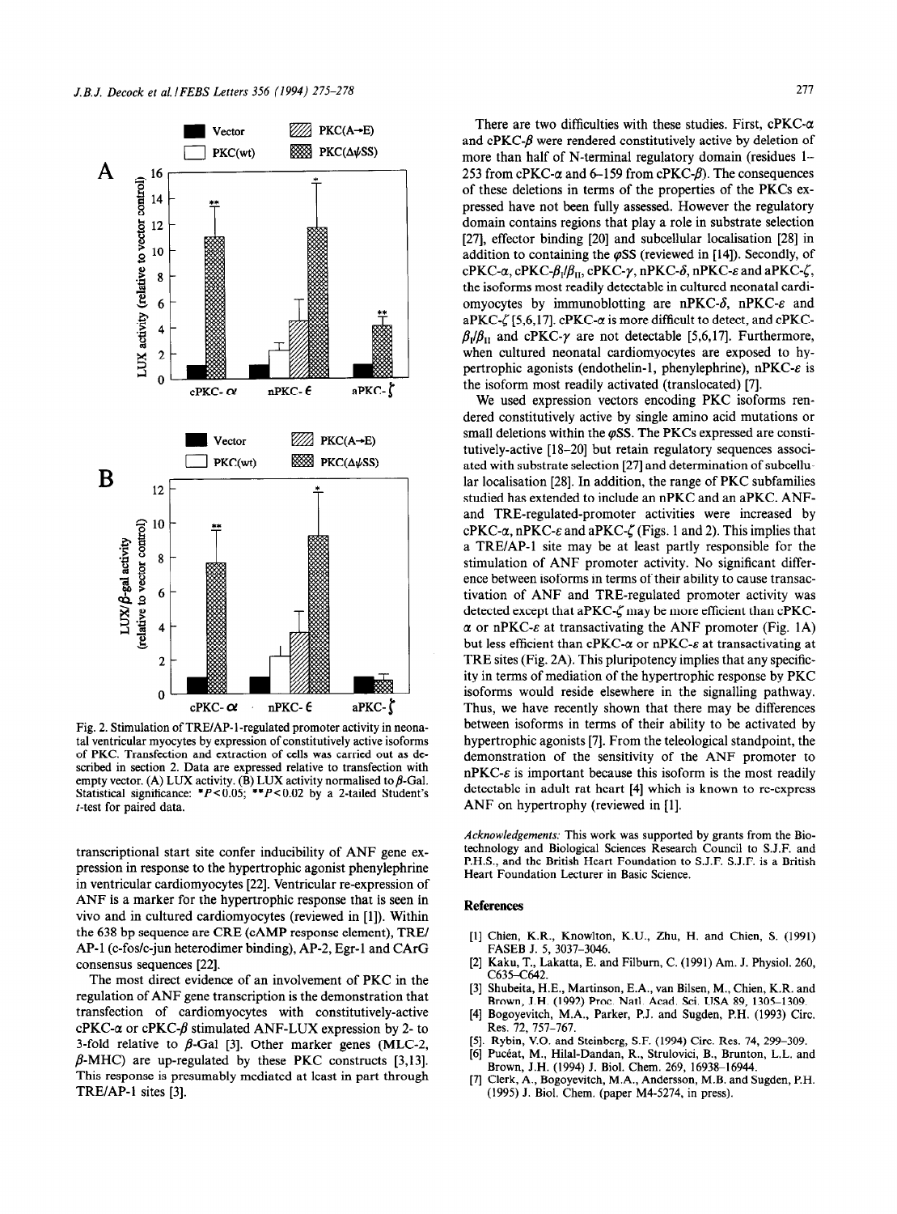Fig. 2. Stimulation of TRE/AP-1-regulated promoter activity in neonatal ventricular myocytes by expression of constitutively active isoforms of PKC. Transfection and extraction of cells was carried out as described in section 2. Data are expressed relative to transfection with empty vector. (A) LUX activity. (B) LUX activity normalised to β-Gal. Statistical significance: * $P < 0.05$; ** $P < 0.02$ by a 2-tailed Student's $t$-test for paired data.

transcriptional start site confer inducibility of ANF gene expression in response to the hypertrophic agonist phenylephrine in ventricular cardiomyocytes [22]. Ventricular re-expression of ANF is a marker for the hypertrophic response that is seen in vivo and in cultured cardiomyocytes (reviewed in [1]). Within the 638 bp sequence are CRE (cAMP response element), TRE/AP-1 (c-fos/c-jun heterodimer binding), AP-2, Egr-1 and CArG consensus sequences [22].

The most direct evidence of an involvement of PKC in the regulation of ANF gene transcription is the demonstration that transfection of cardiomyocytes with constitutively-active cPKC-α or cPKC-β stimulated ANF-LUX expression by 2- to 3-fold relative to β-Gal [3]. Other marker genes (MLC-2, β-MHC) are up-regulated by these PKC constructs [3,13]. This response is presumably mediated at least in part through TRE/AP-1 sites [3].

There are two difficulties with these studies. First, cPKC-α and cPKC-β were rendered constitutively active by deletion of more than half of N-terminal regulatory domain (residues 1–253 from cPKC-α and 6–159 from cPKC-β). The consequences of these deletions in terms of the properties of the PKCs expressed have not been fully assessed. However the regulatory domain contains regions that play a role in substrate selection [27], effector binding [20] and subcellular localisation [28] in addition to containing the φSS (reviewed in [14]). Secondly, of cPKC-α, cPKC-$\beta_I$/$\beta_{II}$, cPKC-γ, nPKC-δ, nPKC-ε and aPKC-ζ, the isoforms most readily detectable in cultured neonatal cardiomyocytes by immunoblotting are nPKC-δ, nPKC-ε and aPKC-ζ [5,6,17]. cPKC-α is more difficult to detect, and cPKC-$\beta_I$/$\beta_{II}$ and cPKC-γ are not detectable [5,6,17]. Furthermore, when cultured neonatal cardiomyocytes are exposed to hypertrophic agonists (endothelin-1, phenylephrine), nPKC-ε is the isoform most readily activated (translocated) [7].

We used expression vectors encoding PKC isoforms rendered constitutively active by single amino acid mutations or small deletions within the φSS. The PKCs expressed are constitutively-active [18–20] but retain regulatory sequences associated with substrate selection [27] and determination of subcellular localisation [28]. In addition, the range of PKC subfamilies studied has extended to include an nPKC and an aPKC. ANF- and TRE-regulated-promoter activities were increased by cPKC-α, nPKC-ε and aPKC-ζ (Figs. 1 and 2). This implies that a TRE/AP-1 site may be at least partly responsible for the stimulation of ANF promoter activity. No significant difference between isoforms in terms of their ability to cause transactivation of ANF and TRE-regulated promoter activity was detected except that aPKC-ζ may be more efficient than cPKC-α or nPKC-ε at transactivating the ANF promoter (Fig. 1A) but less efficient than cPKC-α or nPKC-ε at transactivating at TRE sites (Fig. 2A). This pluripotency implies that any specificity in terms of mediation of the hypertrophic response by PKC isoforms would reside elsewhere in the signalling pathway. Thus, we have recently shown that there may be differences between isoforms in terms of their ability to be activated by hypertrophic agonists [7]. From the teleological standpoint, the demonstration of the sensitivity of the ANF promoter to nPKC-ε is important because this isoform is the most readily detectable in adult rat heart [4] which is known to re-express ANF on hypertrophy (reviewed in [1]).

*Acknowledgements:* This work was supported by grants from the Biotechnology and Biological Sciences Research Council to S.J.F. and P.H.S., and the British Heart Foundation to S.J.F. S.J.F. is a British Heart Foundation Lecturer in Basic Science.

## References

[1] Chien, K.R., Knowlton, K.U., Zhu, H. and Chien, S. (1991) FASEB J. 5, 3037–3046.

[2] Kaku, T., Lakatta, E. and Filburn, C. (1991) Am. J. Physiol. 260, C635–C642.

[3] Shubeita, H.E., Martinson, E.A., van Bilsen, M., Chien, K.R. and Brown, J.H. (1992) Proc. Natl. Acad. Sci. USA 89, 1305–1309.

[4] Bogoyevitch, M.A., Parker, P.J. and Sugden, P.H. (1993) Circ. Res. 72, 757–767.

[5] Rybin, V.O. and Steinberg, S.F. (1994) Circ. Res. 74, 299–309.

[6] Pucéat, M., Hilal-Dandan, R., Strulovici, B., Brunton, L.L. and Brown, J.H. (1994) J. Biol. Chem. 269, 16938–16944.

[7] Clerk, A., Bogoyevitch, M.A., Andersson, M.B. and Sugden, P.H. (1995) J. Biol. Chem. (paper M4-5274, in press).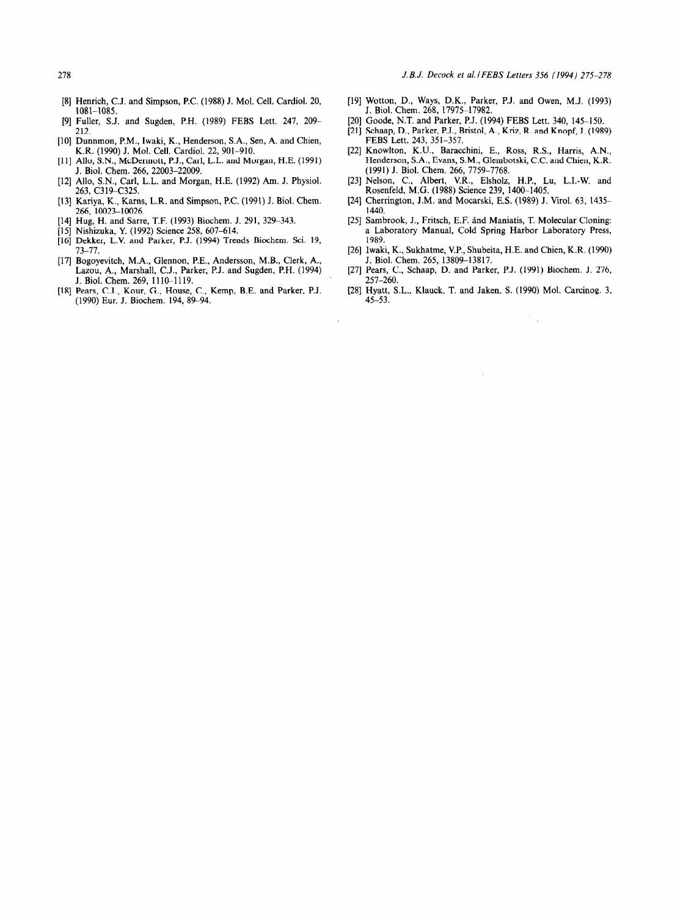[8] Henrich, C.J. and Simpson, P.C. (1988) J. Mol. Cell. Cardiol. 20, 1081–1085.

[9] Fuller, S.J. and Sugden, P.H. (1989) FEBS Lett. 247, 209–212.

[10] Dunnmon, P.M., Iwaki, K., Henderson, S.A., Sen, A. and Chien, K.R. (1990) J. Mol. Cell. Cardiol. 22, 901–910.

[11] Allo, S.N., McDermott, P.J., Carl, L.L. and Morgan, H.E. (1991) J. Biol. Chem. 266, 22003–22009.

[12] Allo, S.N., Carl, L.L. and Morgan, H.E. (1992) Am. J. Physiol. 263, C319–C325.

[13] Kariya, K., Karns, L.R. and Simpson, P.C. (1991) J. Biol. Chem. 266, 10023–10026.

[14] Hug, H. and Sarre, T.F. (1993) Biochem. J. 291, 329–343.

[15] Nishizuka, Y. (1992) Science 258, 607–614.

[16] Dekker, L.V. and Parker, P.J. (1994) Trends Biochem. Sci. 19, 73–77.

[17] Bogoyevitch, M.A., Glennon, P.E., Andersson, M.B., Clerk, A., Lazou, A., Marshall, C.J., Parker, P.J. and Sugden, P.H. (1994) J. Biol. Chem. 269, 1110–1119.

[18] Pears, C.J., Kour, G., House, C., Kemp, B.E. and Parker, P.J. (1990) Eur. J. Biochem. 194, 89–94.

[19] Wotton, D., Ways, D.K., Parker, P.J. and Owen, M.J. (1993) J. Biol. Chem. 268, 17975–17982.

[20] Goode, N.T. and Parker, P.J. (1994) FEBS Lett. 340, 145–150.

[21] Schaap, D., Parker, P.J., Bristol, A., Kriz, R. and Knopf, J. (1989) FEBS Lett. 243, 351–357.

[22] Knowlton, K.U., Baracchini, E., Ross, R.S., Harris, A.N., Henderson, S.A., Evans, S.M., Glembotski, C.C. and Chien, K.R. (1991) J. Biol. Chem. 266, 7759–7768.

[23] Nelson, C., Albert, V.R., Elsholz, H.P., Lu, L.I.-W. and Rosenfeld, M.G. (1988) Science 239, 1400–1405.

[24] Cherrington, J.M. and Mocarski, E.S. (1989) J. Virol. 63, 1435–1440.

[25] Sambrook, J., Fritsch, E.F. and Maniatis, T. Molecular Cloning: a Laboratory Manual, Cold Spring Harbor Laboratory Press, 1989.

[26] Iwaki, K., Sukhatme, V.P., Shubeita, H.E. and Chien, K.R. (1990) J. Biol. Chem. 265, 13809–13817.

[27] Pears, C., Schaap, D. and Parker, P.J. (1991) Biochem. J. 276, 257–260.

[28] Hyatt, S.L., Klauck, T. and Jaken, S. (1990) Mol. Carcinog. 3, 45–53.